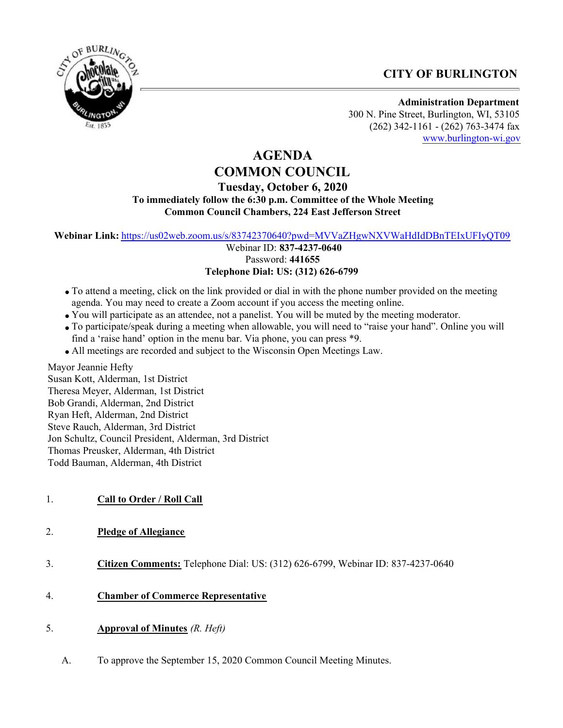**CITY OF BURLINGTON**

**Administration Department**
300 N. Pine Street, Burlington, WI, 53105
(262) 342-1161 - (262) 763-3474 fax
www.burlington-wi.gov

# AGENDA
# COMMON COUNCIL

**Tuesday, October 6, 2020**
**To immediately follow the 6:30 p.m. Committee of the Whole Meeting**
**Common Council Chambers, 224 East Jefferson Street**

**Webinar Link:** https://us02web.zoom.us/s/83742370640?pwd=MVVaZHgwNXVWaHdIdDBnTEIxUFIyQT09
Webinar ID: **837-4237-0640**
Password: **441655**
**Telephone Dial: US: (312) 626-6799**

- To attend a meeting, click on the link provided or dial in with the phone number provided on the meeting agenda. You may need to create a Zoom account if you access the meeting online.
- You will participate as an attendee, not a panelist. You will be muted by the meeting moderator.
- To participate/speak during a meeting when allowable, you will need to "raise your hand". Online you will find a 'raise hand' option in the menu bar. Via phone, you can press *9.
- All meetings are recorded and subject to the Wisconsin Open Meetings Law.

Mayor Jeannie Hefty
Susan Kott, Alderman, 1st District
Theresa Meyer, Alderman, 1st District
Bob Grandi, Alderman, 2nd District
Ryan Heft, Alderman, 2nd District
Steve Rauch, Alderman, 3rd District
Jon Schultz, Council President, Alderman, 3rd District
Thomas Preusker, Alderman, 4th District
Todd Bauman, Alderman, 4th District

1. **Call to Order / Roll Call**

2. **Pledge of Allegiance**

3. **Citizen Comments:** Telephone Dial: US: (312) 626-6799, Webinar ID: 837-4237-0640

4. **Chamber of Commerce Representative**

5. **Approval of Minutes** *(R. Heft)*

   A. To approve the September 15, 2020 Common Council Meeting Minutes.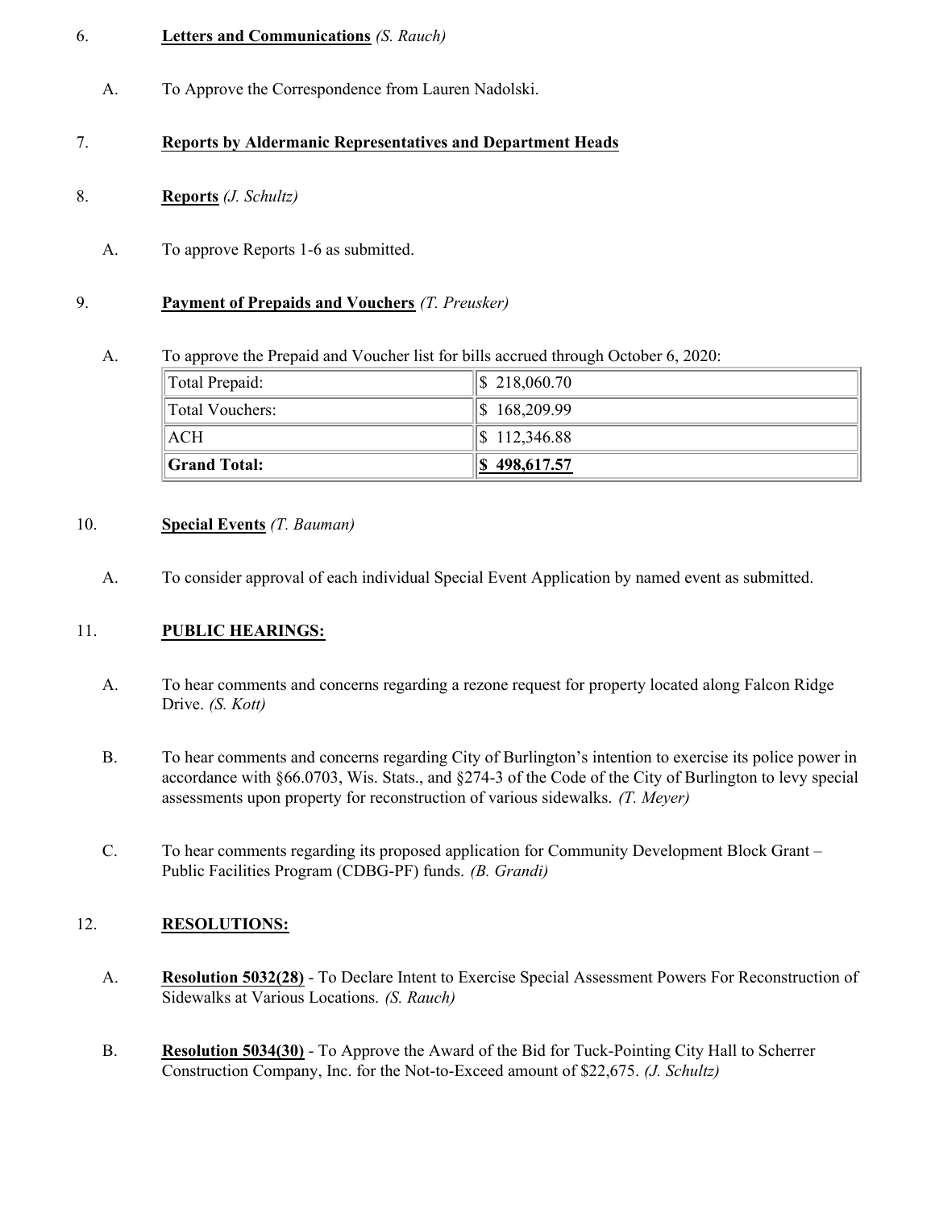6. **Letters and Communications** *(S. Rauch)*

   A. To Approve the Correspondence from Lauren Nadolski.

7. **Reports by Aldermanic Representatives and Department Heads**

8. **Reports** *(J. Schultz)*

   A. To approve Reports 1-6 as submitted.

9. **Payment of Prepaids and Vouchers** *(T. Preusker)*

   A. To approve the Prepaid and Voucher list for bills accrued through October 6, 2020:

| | |
|---|---|
| Total Prepaid: | $ 218,060.70 |
| Total Vouchers: | $ 168,209.99 |
| ACH | $ 112,346.88 |
| **Grand Total:** | **$ 498,617.57** |

10. **Special Events** *(T. Bauman)*

    A. To consider approval of each individual Special Event Application by named event as submitted.

11. **PUBLIC HEARINGS:**

    A. To hear comments and concerns regarding a rezone request for property located along Falcon Ridge Drive. *(S. Kott)*

    B. To hear comments and concerns regarding City of Burlington's intention to exercise its police power in accordance with §66.0703, Wis. Stats., and §274-3 of the Code of the City of Burlington to levy special assessments upon property for reconstruction of various sidewalks. *(T. Meyer)*

    C. To hear comments regarding its proposed application for Community Development Block Grant – Public Facilities Program (CDBG-PF) funds. *(B. Grandi)*

12. **RESOLUTIONS:**

    A. **Resolution 5032(28)** - To Declare Intent to Exercise Special Assessment Powers For Reconstruction of Sidewalks at Various Locations. *(S. Rauch)*

    B. **Resolution 5034(30)** - To Approve the Award of the Bid for Tuck-Pointing City Hall to Scherrer Construction Company, Inc. for the Not-to-Exceed amount of $22,675. *(J. Schultz)*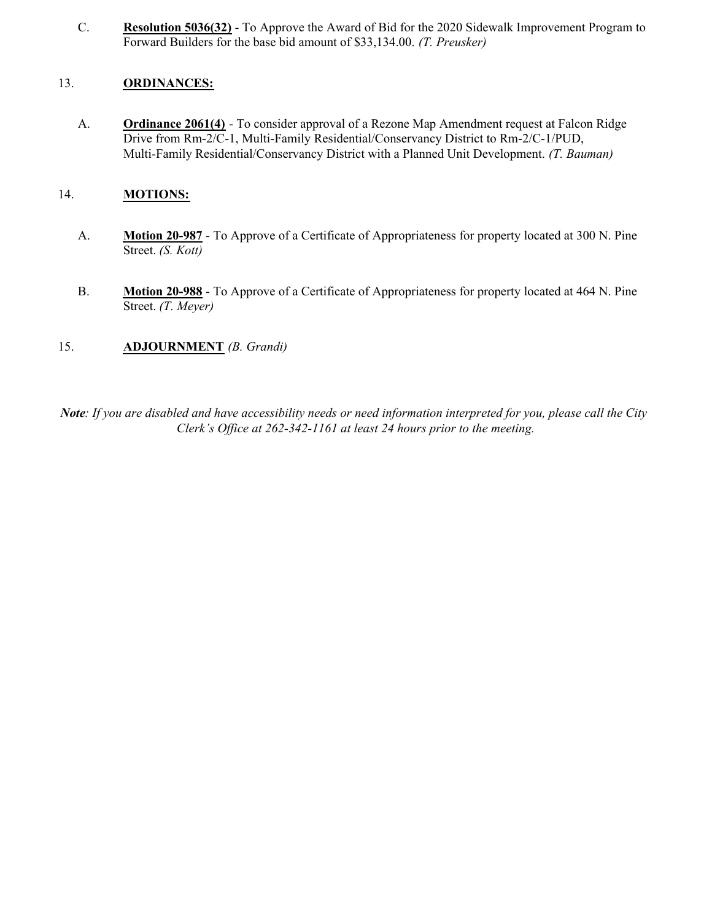C. **Resolution 5036(32)** - To Approve the Award of Bid for the 2020 Sidewalk Improvement Program to Forward Builders for the base bid amount of $33,134.00. *(T. Preusker)*

13. **ORDINANCES:**

A. **Ordinance 2061(4)** - To consider approval of a Rezone Map Amendment request at Falcon Ridge Drive from Rm-2/C-1, Multi-Family Residential/Conservancy District to Rm-2/C-1/PUD, Multi-Family Residential/Conservancy District with a Planned Unit Development. *(T. Bauman)*

14. **MOTIONS:**

A. **Motion 20-987** - To Approve of a Certificate of Appropriateness for property located at 300 N. Pine Street. *(S. Kott)*

B. **Motion 20-988** - To Approve of a Certificate of Appropriateness for property located at 464 N. Pine Street. *(T. Meyer)*

15. **ADJOURNMENT** *(B. Grandi)*

***Note**: If you are disabled and have accessibility needs or need information interpreted for you, please call the City Clerk's Office at 262-342-1161 at least 24 hours prior to the meeting.*